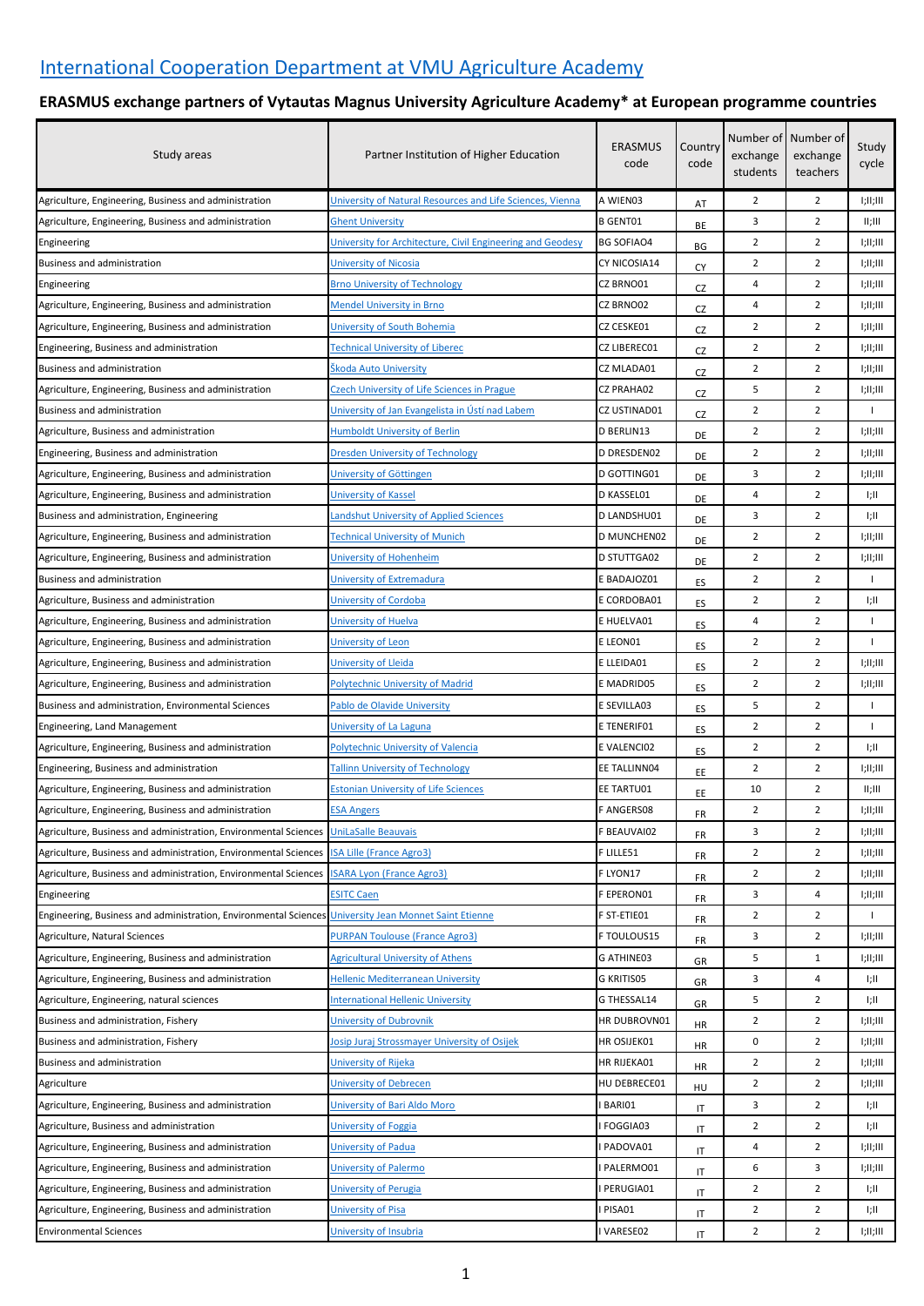# International Cooperation Department at VMU Agriculture Academy

## ERASMUS exchange partners of Vytautas Magnus University Agriculture Academy* at European programme countries

| Study areas | Partner Institution of Higher Education | ERASMUS code | Country code | Number of exchange students | Number of exchange teachers | Study cycle |
|---|---|---|---|---|---|---|
| Agriculture, Engineering, Business and administration | University of Natural Resources and Life Sciences, Vienna | A WIEN03 | AT | 2 | 2 | I;II;III |
| Agriculture, Engineering, Business and administration | Ghent University | B GENT01 | BE | 3 | 2 | II;III |
| Engineering | University for Architecture, Civil Engineering and Geodesy | BG SOFIAO4 | BG | 2 | 2 | I;II;III |
| Business and administration | University of Nicosia | CY NICOSIA14 | CY | 2 | 2 | I;II;III |
| Engineering | Brno University of Technology | CZ BRNO01 | CZ | 4 | 2 | I;II;III |
| Agriculture, Engineering, Business and administration | Mendel University in Brno | CZ BRNO02 | CZ | 4 | 2 | I;II;III |
| Agriculture, Engineering, Business and administration | University of South Bohemia | CZ CESKE01 | CZ | 2 | 2 | I;II;III |
| Engineering, Business and administration | Technical University of Liberec | CZ LIBEREC01 | CZ | 2 | 2 | I;II;III |
| Business and administration | Škoda Auto University | CZ MLADA01 | CZ | 2 | 2 | I;II;III |
| Agriculture, Engineering, Business and administration | Czech University of Life Sciences in Prague | CZ PRAHA02 | CZ | 5 | 2 | I;II;III |
| Business and administration | University of Jan Evangelista in Ústí nad Labem | CZ USTINAD01 | CZ | 2 | 2 | I |
| Agriculture, Business and administration | Humboldt University of Berlin | D BERLIN13 | DE | 2 | 2 | I;II;III |
| Engineering, Business and administration | Dresden University of Technology | D DRESDEN02 | DE | 2 | 2 | I;II;III |
| Agriculture, Engineering, Business and administration | University of Göttingen | D GOTTING01 | DE | 3 | 2 | I;II;III |
| Agriculture, Engineering, Business and administration | University of Kassel | D KASSEL01 | DE | 4 | 2 | I;II |
| Business and administration, Engineering | Landshut University of Applied Sciences | D LANDSHU01 | DE | 3 | 2 | I;II |
| Agriculture, Engineering, Business and administration | Technical University of Munich | D MUNCHEN02 | DE | 2 | 2 | I;II;III |
| Agriculture, Engineering, Business and administration | University of Hohenheim | D STUTTGA02 | DE | 2 | 2 | I;II;III |
| Business and administration | University of Extremadura | E BADAJOZ01 | ES | 2 | 2 | I |
| Agriculture, Business and administration | University of Cordoba | E CORDOBA01 | ES | 2 | 2 | I;II |
| Agriculture, Engineering, Business and administration | University of Huelva | E HUELVA01 | ES | 4 | 2 | I |
| Agriculture, Engineering, Business and administration | University of Leon | E LEON01 | ES | 2 | 2 | I |
| Agriculture, Engineering, Business and administration | University of Lleida | E LLEIDA01 | ES | 2 | 2 | I;II;III |
| Agriculture, Engineering, Business and administration | Polytechnic University of Madrid | E MADRID05 | ES | 2 | 2 | I;II;III |
| Business and administration, Environmental Sciences | Pablo de Olavide University | E SEVILLA03 | ES | 5 | 2 | I |
| Engineering, Land Management | University of La Laguna | E TENERIF01 | ES | 2 | 2 | I |
| Agriculture, Engineering, Business and administration | Polytechnic University of Valencia | E VALENCI02 | ES | 2 | 2 | I;II |
| Engineering, Business and administration | Tallinn University of Technology | EE TALLINN04 | EE | 2 | 2 | I;II;III |
| Agriculture, Engineering, Business and administration | Estonian University of Life Sciences | EE TARTU01 | EE | 10 | 2 | II;III |
| Agriculture, Engineering, Business and administration | ESA Angers | F ANGERS08 | FR | 2 | 2 | I;II;III |
| Agriculture, Business and administration, Environmental Sciences | UniLaSalle Beauvais | F BEAUVAI02 | FR | 3 | 2 | I;II;III |
| Agriculture, Business and administration, Environmental Sciences | ISA Lille (France Agro3) | F LILLE51 | FR | 2 | 2 | I;II;III |
| Agriculture, Business and administration, Environmental Sciences | ISARA Lyon (France Agro3) | F LYON17 | FR | 2 | 2 | I;II;III |
| Engineering | ESITC Caen | F EPERON01 | FR | 3 | 4 | I;II;III |
| Engineering, Business and administration, Environmental Sciences | University Jean Monnet Saint Etienne | F ST-ETIE01 | FR | 2 | 2 | I |
| Agriculture, Natural Sciences | PURPAN Toulouse (France Agro3) | F TOULOUS15 | FR | 3 | 2 | I;II;III |
| Agriculture, Engineering, Business and administration | Agricultural University of Athens | G ATHINE03 | GR | 5 | 1 | I;II;III |
| Agriculture, Engineering, Business and administration | Hellenic Mediterranean University | G KRITIS05 | GR | 3 | 4 | I;II |
| Agriculture, Engineering, natural sciences | International Hellenic University | G THESSAL14 | GR | 5 | 2 | I;II |
| Business and administration, Fishery | University of Dubrovnik | HR DUBROVN01 | HR | 2 | 2 | I;II;III |
| Business and administration, Fishery | Josip Juraj Strossmayer University of Osijek | HR OSIJEK01 | HR | 0 | 2 | I;II;III |
| Business and administration | University of Rijeka | HR RIJEKA01 | HR | 2 | 2 | I;II;III |
| Agriculture | University of Debrecen | HU DEBRECE01 | HU | 2 | 2 | I;II;III |
| Agriculture, Engineering, Business and administration | University of Bari Aldo Moro | I BARI01 | IT | 3 | 2 | I;II |
| Agriculture, Business and administration | University of Foggia | I FOGGIA03 | IT | 2 | 2 | I;II |
| Agriculture, Engineering, Business and administration | University of Padua | I PADOVA01 | IT | 4 | 2 | I;II;III |
| Agriculture, Engineering, Business and administration | University of Palermo | I PALERMO01 | IT | 6 | 3 | I;II;III |
| Agriculture, Engineering, Business and administration | University of Perugia | I PERUGIA01 | IT | 2 | 2 | I;II |
| Agriculture, Engineering, Business and administration | University of Pisa | I PISA01 | IT | 2 | 2 | I;II |
| Environmental Sciences | University of Insubria | I VARESE02 | IT | 2 | 2 | I;II;III |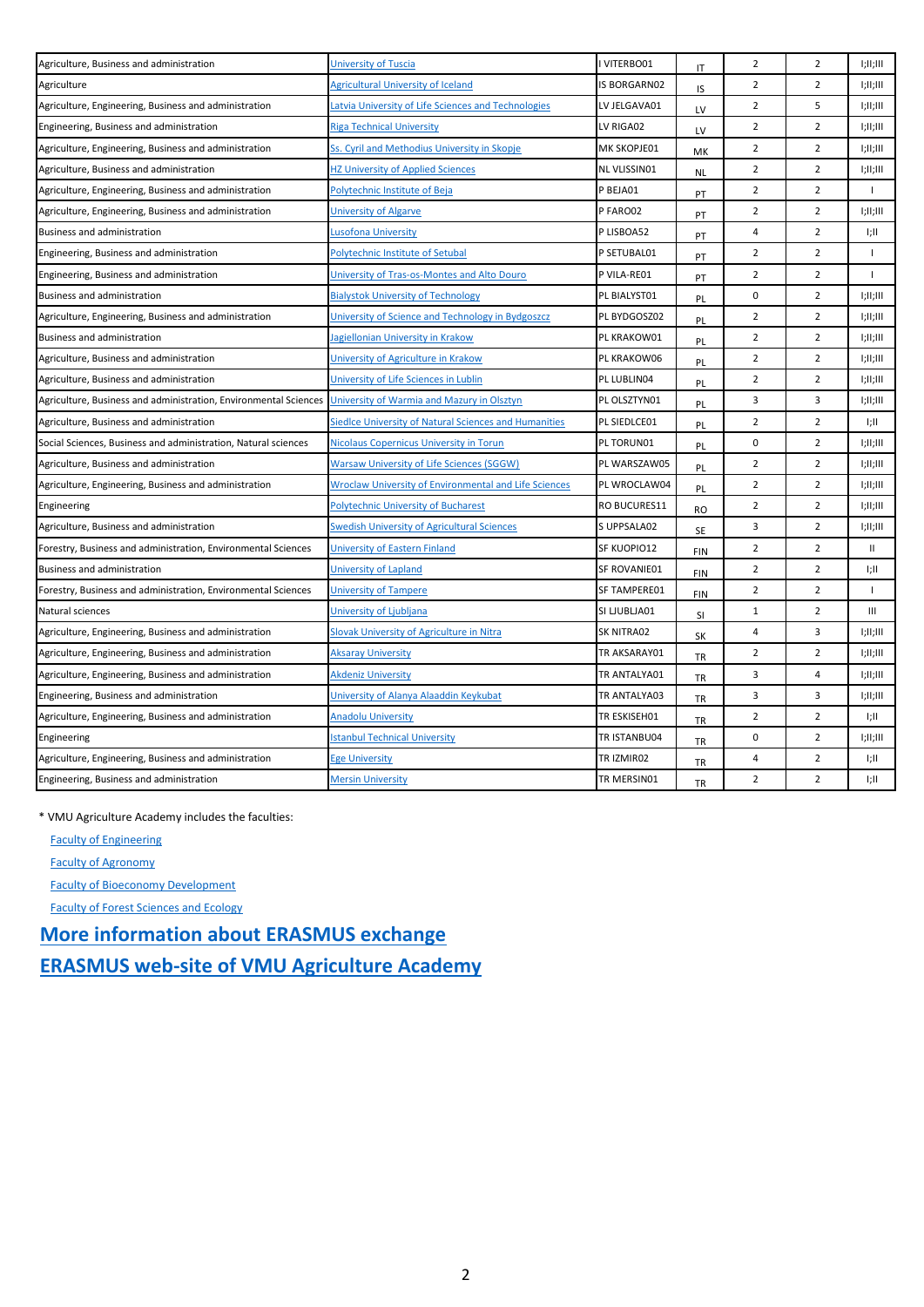| | | | | | | |
|---|---|---|---|---|---|---|
| Agriculture, Business and administration | University of Tuscia | I VITERBO01 | IT | 2 | 2 | I;II;III |
| Agriculture | Agricultural University of Iceland | IS BORGARN02 | IS | 2 | 2 | I;II;III |
| Agriculture, Engineering, Business and administration | Latvia University of Life Sciences and Technologies | LV JELGAVA01 | LV | 2 | 5 | I;II;III |
| Engineering, Business and administration | Riga Technical University | LV RIGA02 | LV | 2 | 2 | I;II;III |
| Agriculture, Engineering, Business and administration | Ss. Cyril and Methodius University in Skopje | MK SKOPJE01 | MK | 2 | 2 | I;II;III |
| Agriculture, Business and administration | HZ University of Applied Sciences | NL VLISSIN01 | NL | 2 | 2 | I;II;III |
| Agriculture, Engineering, Business and administration | Polytechnic Institute of Beja | P BEJA01 | PT | 2 | 2 | I |
| Agriculture, Engineering, Business and administration | University of Algarve | P FARO02 | PT | 2 | 2 | I;II;III |
| Business and administration | Lusofona University | P LISBOA52 | PT | 4 | 2 | I;II |
| Engineering, Business and administration | Polytechnic Institute of Setubal | P SETUBAL01 | PT | 2 | 2 | I |
| Engineering, Business and administration | University of Tras-os-Montes and Alto Douro | P VILA-RE01 | PT | 2 | 2 | I |
| Business and administration | Bialystok University of Technology | PL BIALYST01 | PL | 0 | 2 | I;II;III |
| Agriculture, Engineering, Business and administration | University of Science and Technology in Bydgoszcz | PL BYDGOSZ02 | PL | 2 | 2 | I;II;III |
| Business and administration | Jagiellonian University in Krakow | PL KRAKOW01 | PL | 2 | 2 | I;II;III |
| Agriculture, Business and administration | University of Agriculture in Krakow | PL KRAKOW06 | PL | 2 | 2 | I;II;III |
| Agriculture, Business and administration | University of Life Sciences in Lublin | PL LUBLIN04 | PL | 2 | 2 | I;II;III |
| Agriculture, Business and administration, Environmental Sciences | University of Warmia and Mazury in Olsztyn | PL OLSZTYN01 | PL | 3 | 3 | I;II;III |
| Agriculture, Business and administration | Siedlce University of Natural Sciences and Humanities | PL SIEDLCE01 | PL | 2 | 2 | I;II |
| Social Sciences, Business and administration, Natural sciences | Nicolaus Copernicus University in Torun | PL TORUN01 | PL | 0 | 2 | I;II;III |
| Agriculture, Business and administration | Warsaw University of Life Sciences (SGGW) | PL WARSZAW05 | PL | 2 | 2 | I;II;III |
| Agriculture, Engineering, Business and administration | Wroclaw University of Environmental and Life Sciences | PL WROCLAW04 | PL | 2 | 2 | I;II;III |
| Engineering | Polytechnic University of Bucharest | RO BUCURES11 | RO | 2 | 2 | I;II;III |
| Agriculture, Business and administration | Swedish University of Agricultural Sciences | S UPPSALA02 | SE | 3 | 2 | I;II;III |
| Forestry, Business and administration, Environmental Sciences | University of Eastern Finland | SF KUOPIO12 | FIN | 2 | 2 | II |
| Business and administration | University of Lapland | SF ROVANIE01 | FIN | 2 | 2 | I;II |
| Forestry, Business and administration, Environmental Sciences | University of Tampere | SF TAMPERE01 | FIN | 2 | 2 | I |
| Natural sciences | University of Ljubljana | SI LJUBLJA01 | SI | 1 | 2 | III |
| Agriculture, Engineering, Business and administration | Slovak University of Agriculture in Nitra | SK NITRA02 | SK | 4 | 3 | I;II;III |
| Agriculture, Engineering, Business and administration | Aksaray University | TR AKSARAY01 | TR | 2 | 2 | I;II;III |
| Agriculture, Engineering, Business and administration | Akdeniz University | TR ANTALYA01 | TR | 3 | 4 | I;II;III |
| Engineering, Business and administration | University of Alanya Alaaddin Keykubat | TR ANTALYA03 | TR | 3 | 3 | I;II;III |
| Agriculture, Engineering, Business and administration | Anadolu University | TR ESKISEH01 | TR | 2 | 2 | I;II |
| Engineering | Istanbul Technical University | TR ISTANBU04 | TR | 0 | 2 | I;II;III |
| Agriculture, Engineering, Business and administration | Ege University | TR IZMIR02 | TR | 4 | 2 | I;II |
| Engineering, Business and administration | Mersin University | TR MERSIN01 | TR | 2 | 2 | I;II |

* VMU Agriculture Academy includes the faculties:

Faculty of Engineering

Faculty of Agronomy

Faculty of Bioeconomy Development

Faculty of Forest Sciences and Ecology

## More information about ERASMUS exchange

## ERASMUS web-site of VMU Agriculture Academy